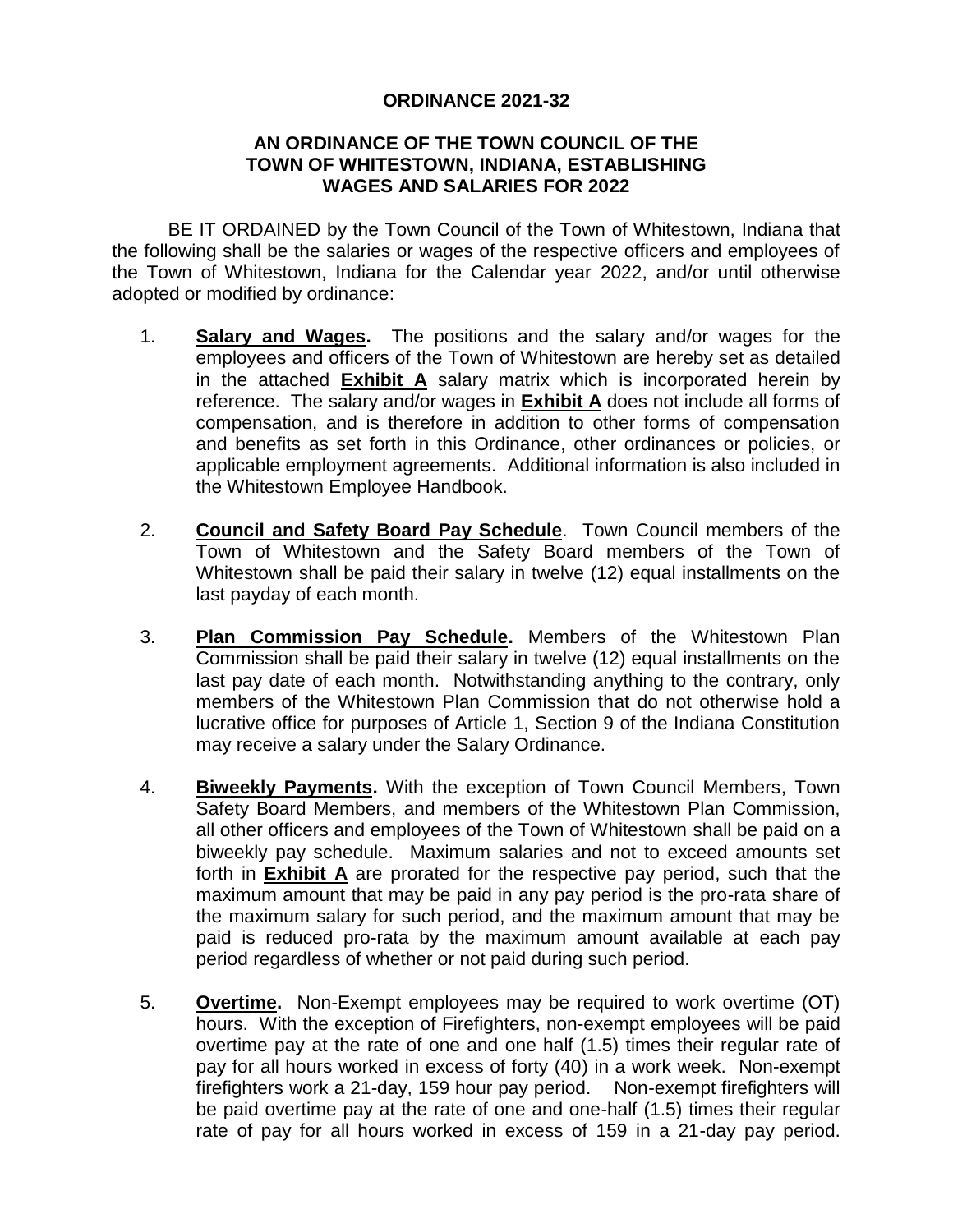# ORDINANCE 2021-32

## AN ORDINANCE OF THE TOWN COUNCIL OF THE TOWN OF WHITESTOWN, INDIANA, ESTABLISHING WAGES AND SALARIES FOR 2022

BE IT ORDAINED by the Town Council of the Town of Whitestown, Indiana that the following shall be the salaries or wages of the respective officers and employees of the Town of Whitestown, Indiana for the Calendar year 2022, and/or until otherwise adopted or modified by ordinance:

1. **Salary and Wages.** The positions and the salary and/or wages for the employees and officers of the Town of Whitestown are hereby set as detailed in the attached **Exhibit A** salary matrix which is incorporated herein by reference. The salary and/or wages in **Exhibit A** does not include all forms of compensation, and is therefore in addition to other forms of compensation and benefits as set forth in this Ordinance, other ordinances or policies, or applicable employment agreements. Additional information is also included in the Whitestown Employee Handbook.

2. **Council and Safety Board Pay Schedule**. Town Council members of the Town of Whitestown and the Safety Board members of the Town of Whitestown shall be paid their salary in twelve (12) equal installments on the last payday of each month.

3. **Plan Commission Pay Schedule.** Members of the Whitestown Plan Commission shall be paid their salary in twelve (12) equal installments on the last pay date of each month. Notwithstanding anything to the contrary, only members of the Whitestown Plan Commission that do not otherwise hold a lucrative office for purposes of Article 1, Section 9 of the Indiana Constitution may receive a salary under the Salary Ordinance.

4. **Biweekly Payments.** With the exception of Town Council Members, Town Safety Board Members, and members of the Whitestown Plan Commission, all other officers and employees of the Town of Whitestown shall be paid on a biweekly pay schedule. Maximum salaries and not to exceed amounts set forth in **Exhibit A** are prorated for the respective pay period, such that the maximum amount that may be paid in any pay period is the pro-rata share of the maximum salary for such period, and the maximum amount that may be paid is reduced pro-rata by the maximum amount available at each pay period regardless of whether or not paid during such period.

5. **Overtime.** Non-Exempt employees may be required to work overtime (OT) hours. With the exception of Firefighters, non-exempt employees will be paid overtime pay at the rate of one and one half (1.5) times their regular rate of pay for all hours worked in excess of forty (40) in a work week. Non-exempt firefighters work a 21-day, 159 hour pay period. Non-exempt firefighters will be paid overtime pay at the rate of one and one-half (1.5) times their regular rate of pay for all hours worked in excess of 159 in a 21-day pay period.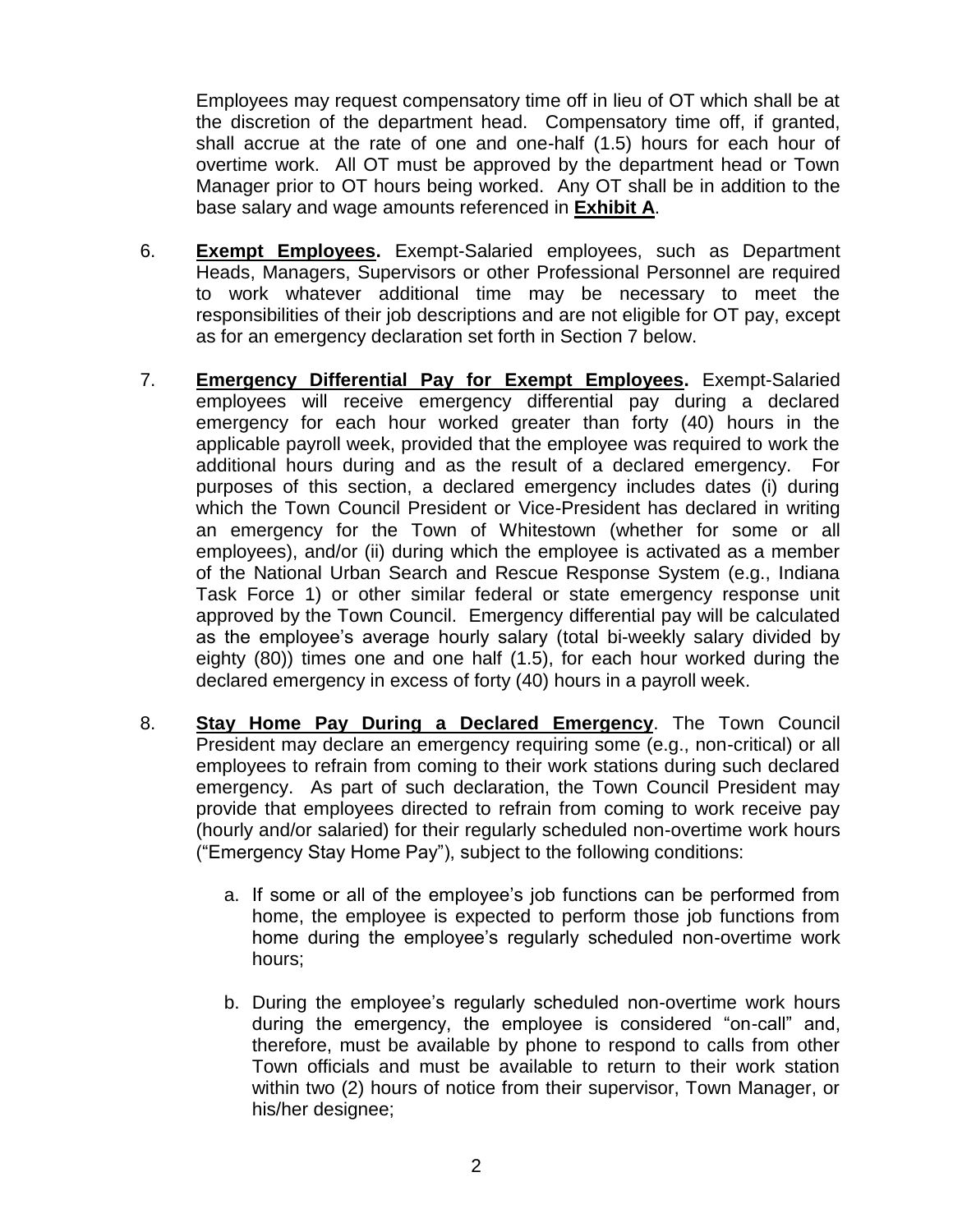Employees may request compensatory time off in lieu of OT which shall be at the discretion of the department head. Compensatory time off, if granted, shall accrue at the rate of one and one-half (1.5) hours for each hour of overtime work. All OT must be approved by the department head or Town Manager prior to OT hours being worked. Any OT shall be in addition to the base salary and wage amounts referenced in **Exhibit A**.

6. **Exempt Employees.** Exempt-Salaried employees, such as Department Heads, Managers, Supervisors or other Professional Personnel are required to work whatever additional time may be necessary to meet the responsibilities of their job descriptions and are not eligible for OT pay, except as for an emergency declaration set forth in Section 7 below.

7. **Emergency Differential Pay for Exempt Employees.** Exempt-Salaried employees will receive emergency differential pay during a declared emergency for each hour worked greater than forty (40) hours in the applicable payroll week, provided that the employee was required to work the additional hours during and as the result of a declared emergency. For purposes of this section, a declared emergency includes dates (i) during which the Town Council President or Vice-President has declared in writing an emergency for the Town of Whitestown (whether for some or all employees), and/or (ii) during which the employee is activated as a member of the National Urban Search and Rescue Response System (e.g., Indiana Task Force 1) or other similar federal or state emergency response unit approved by the Town Council. Emergency differential pay will be calculated as the employee's average hourly salary (total bi-weekly salary divided by eighty (80)) times one and one half (1.5), for each hour worked during the declared emergency in excess of forty (40) hours in a payroll week.

8. **Stay Home Pay During a Declared Emergency**. The Town Council President may declare an emergency requiring some (e.g., non-critical) or all employees to refrain from coming to their work stations during such declared emergency. As part of such declaration, the Town Council President may provide that employees directed to refrain from coming to work receive pay (hourly and/or salaried) for their regularly scheduled non-overtime work hours ("Emergency Stay Home Pay"), subject to the following conditions:

   a. If some or all of the employee's job functions can be performed from home, the employee is expected to perform those job functions from home during the employee's regularly scheduled non-overtime work hours;

   b. During the employee's regularly scheduled non-overtime work hours during the emergency, the employee is considered "on-call" and, therefore, must be available by phone to respond to calls from other Town officials and must be available to return to their work station within two (2) hours of notice from their supervisor, Town Manager, or his/her designee;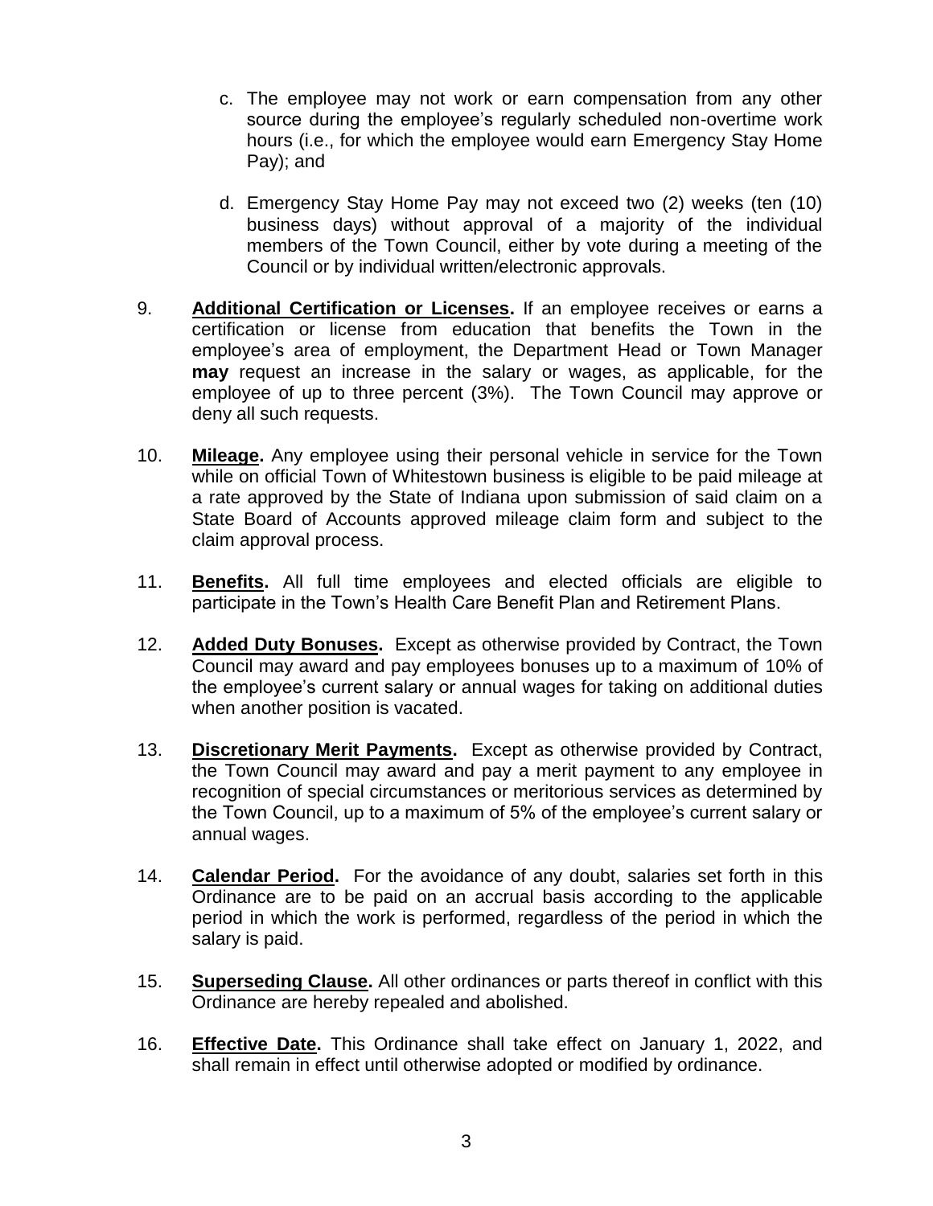c. The employee may not work or earn compensation from any other source during the employee's regularly scheduled non-overtime work hours (i.e., for which the employee would earn Emergency Stay Home Pay); and

d. Emergency Stay Home Pay may not exceed two (2) weeks (ten (10) business days) without approval of a majority of the individual members of the Town Council, either by vote during a meeting of the Council or by individual written/electronic approvals.

9. **Additional Certification or Licenses.** If an employee receives or earns a certification or license from education that benefits the Town in the employee's area of employment, the Department Head or Town Manager **may** request an increase in the salary or wages, as applicable, for the employee of up to three percent (3%). The Town Council may approve or deny all such requests.

10. **Mileage.** Any employee using their personal vehicle in service for the Town while on official Town of Whitestown business is eligible to be paid mileage at a rate approved by the State of Indiana upon submission of said claim on a State Board of Accounts approved mileage claim form and subject to the claim approval process.

11. **Benefits.** All full time employees and elected officials are eligible to participate in the Town's Health Care Benefit Plan and Retirement Plans.

12. **Added Duty Bonuses.** Except as otherwise provided by Contract, the Town Council may award and pay employees bonuses up to a maximum of 10% of the employee's current salary or annual wages for taking on additional duties when another position is vacated.

13. **Discretionary Merit Payments.** Except as otherwise provided by Contract, the Town Council may award and pay a merit payment to any employee in recognition of special circumstances or meritorious services as determined by the Town Council, up to a maximum of 5% of the employee's current salary or annual wages.

14. **Calendar Period.** For the avoidance of any doubt, salaries set forth in this Ordinance are to be paid on an accrual basis according to the applicable period in which the work is performed, regardless of the period in which the salary is paid.

15. **Superseding Clause.** All other ordinances or parts thereof in conflict with this Ordinance are hereby repealed and abolished.

16. **Effective Date.** This Ordinance shall take effect on January 1, 2022, and shall remain in effect until otherwise adopted or modified by ordinance.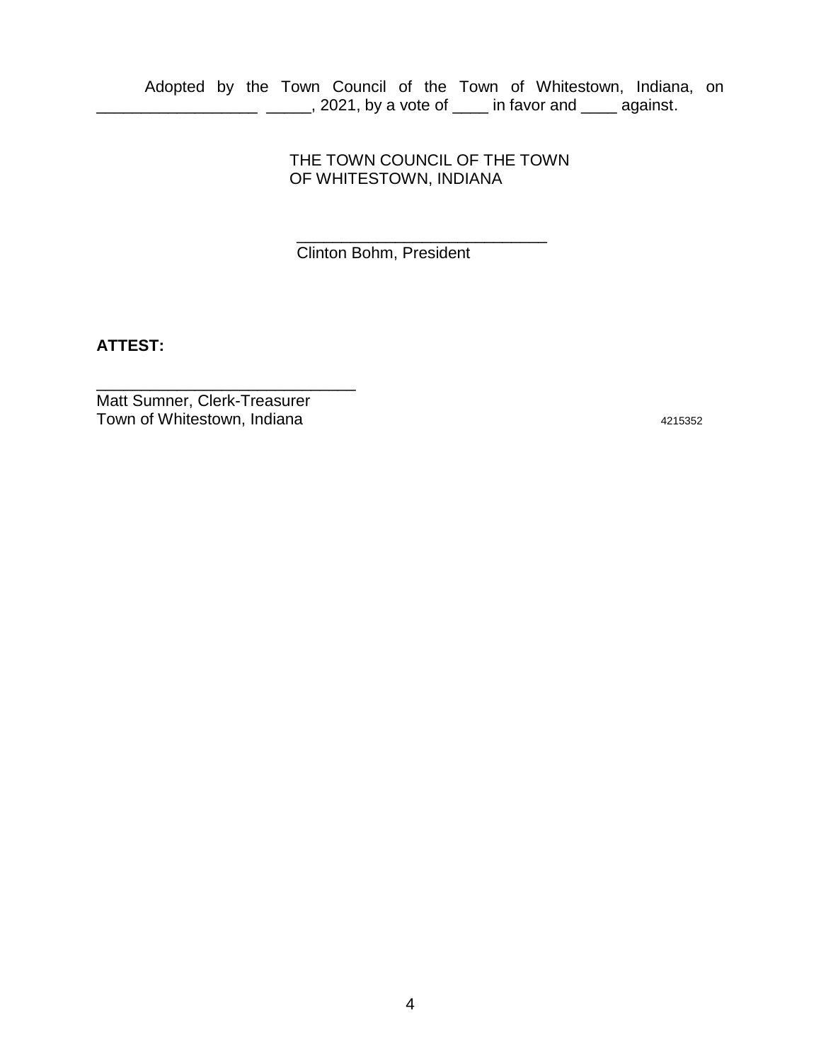Adopted by the Town Council of the Town of Whitestown, Indiana, on __________________ _____, 2021, by a vote of ____ in favor and ____ against.

THE TOWN COUNCIL OF THE TOWN
OF WHITESTOWN, INDIANA

____________________________
Clinton Bohm, President

**ATTEST:**

______________________________
Matt Sumner, Clerk-Treasurer
Town of Whitestown, Indiana

4215352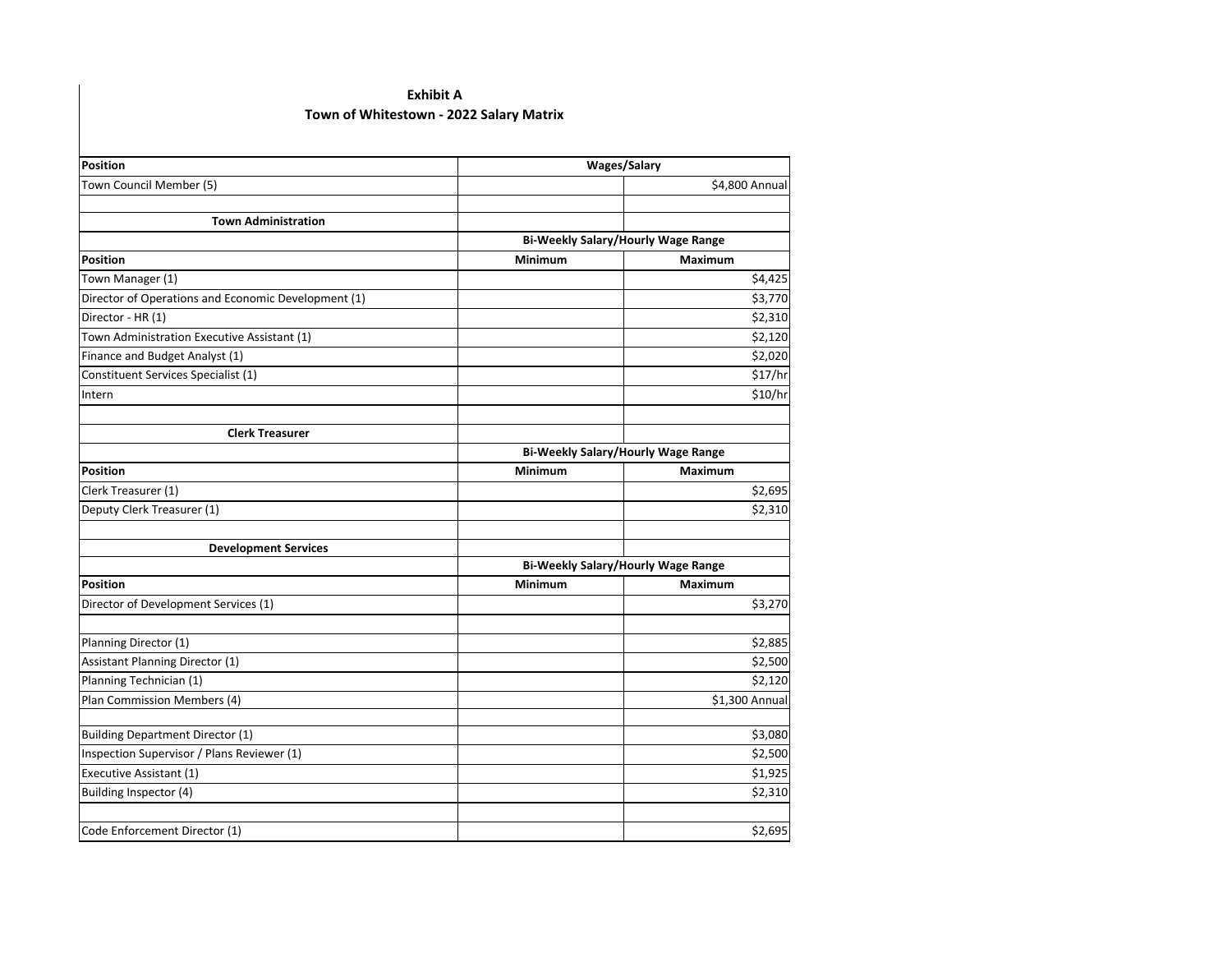**Exhibit A**

**Town of Whitestown - 2022 Salary Matrix**

| **Position** | **Wages/Salary** | |
|---|---|---|
| Town Council Member (5) | | $4,800 Annual |
| | | |
| **Town Administration** | | |
| | **Bi-Weekly Salary/Hourly Wage Range** | |
| **Position** | **Minimum** | **Maximum** |
| Town Manager (1) | | $4,425 |
| Director of Operations and Economic Development (1) | | $3,770 |
| Director - HR (1) | | $2,310 |
| Town Administration Executive Assistant (1) | | $2,120 |
| Finance and Budget Analyst (1) | | $2,020 |
| Constituent Services Specialist (1) | | $17/hr |
| Intern | | $10/hr |
| | | |
| **Clerk Treasurer** | | |
| | **Bi-Weekly Salary/Hourly Wage Range** | |
| **Position** | **Minimum** | **Maximum** |
| Clerk Treasurer (1) | | $2,695 |
| Deputy Clerk Treasurer (1) | | $2,310 |
| | | |
| **Development Services** | | |
| | **Bi-Weekly Salary/Hourly Wage Range** | |
| **Position** | **Minimum** | **Maximum** |
| Director of Development Services (1) | | $3,270 |
| | | |
| Planning Director (1) | | $2,885 |
| Assistant Planning Director (1) | | $2,500 |
| Planning Technician (1) | | $2,120 |
| Plan Commission Members (4) | | $1,300 Annual |
| | | |
| Building Department Director (1) | | $3,080 |
| Inspection Supervisor / Plans Reviewer (1) | | $2,500 |
| Executive Assistant (1) | | $1,925 |
| Building Inspector (4) | | $2,310 |
| | | |
| Code Enforcement Director (1) | | $2,695 |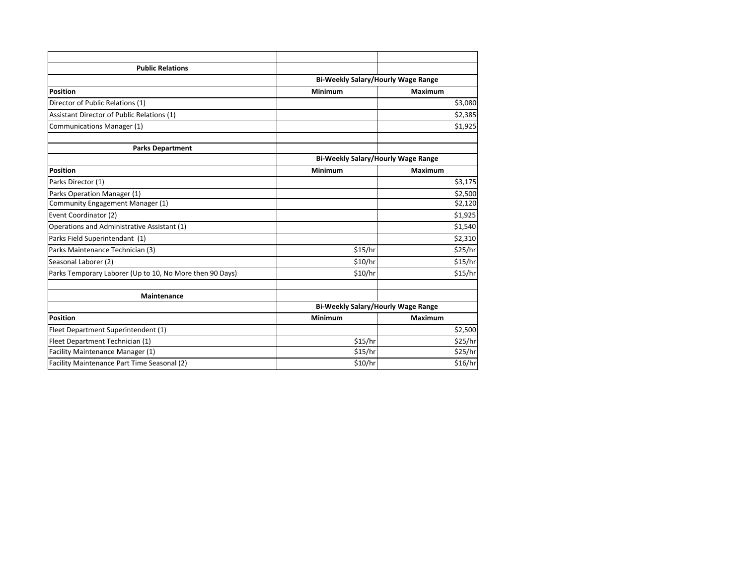| | | |
|---|---|---|
| **Public Relations** | | |
| | **Bi-Weekly Salary/Hourly Wage Range** | |
| **Position** | **Minimum** | **Maximum** |
| Director of Public Relations (1) | | $3,080 |
| Assistant Director of Public Relations (1) | | $2,385 |
| Communications Manager (1) | | $1,925 |
| | | |
| **Parks Department** | | |
| | **Bi-Weekly Salary/Hourly Wage Range** | |
| **Position** | **Minimum** | **Maximum** |
| Parks Director (1) | | $3,175 |
| Parks Operation Manager (1) | | $2,500 |
| Community Engagement Manager (1) | | $2,120 |
| Event Coordinator (2) | | $1,925 |
| Operations and Administrative Assistant (1) | | $1,540 |
| Parks Field Superintendant (1) | | $2,310 |
| Parks Maintenance Technician (3) | $15/hr | $25/hr |
| Seasonal Laborer (2) | $10/hr | $15/hr |
| Parks Temporary Laborer (Up to 10, No More then 90 Days) | $10/hr | $15/hr |
| | | |
| **Maintenance** | | |
| | **Bi-Weekly Salary/Hourly Wage Range** | |
| **Position** | **Minimum** | **Maximum** |
| Fleet Department Superintendent (1) | | $2,500 |
| Fleet Department Technician (1) | $15/hr | $25/hr |
| Facility Maintenance Manager (1) | $15/hr | $25/hr |
| Facility Maintenance Part Time Seasonal (2) | $10/hr | $16/hr |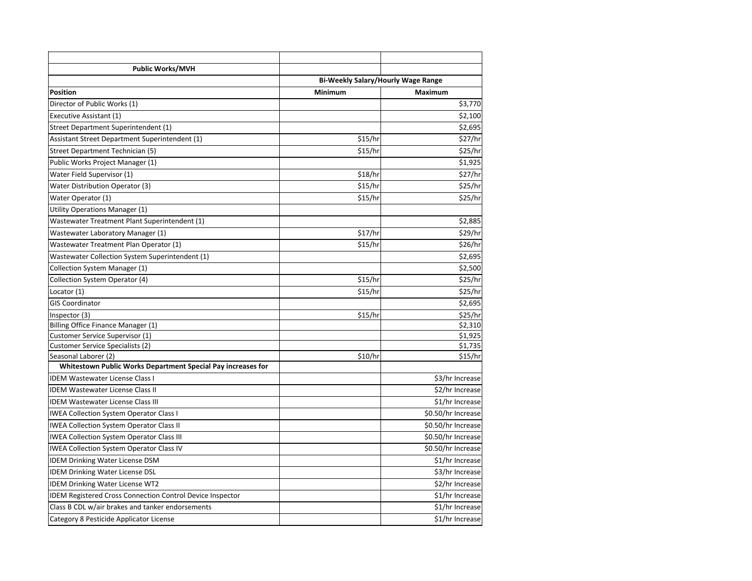| Public Works/MVH | | |
|---|---|---|
| | Bi-Weekly Salary/Hourly Wage Range | |
| **Position** | **Minimum** | **Maximum** |
| Director of Public Works (1) | | $3,770 |
| Executive Assistant (1) | | $2,100 |
| Street Department Superintendent (1) | | $2,695 |
| Assistant Street Department Superintendent (1) | $15/hr | $27/hr |
| Street Department Technician (5) | $15/hr | $25/hr |
| Public Works Project Manager (1) | | $1,925 |
| Water Field Supervisor (1) | $18/hr | $27/hr |
| Water Distribution Operator (3) | $15/hr | $25/hr |
| Water Operator (1) | $15/hr | $25/hr |
| Utility Operations Manager (1) | | |
| Wastewater Treatment Plant Superintendent (1) | | $2,885 |
| Wastewater Laboratory Manager (1) | $17/hr | $29/hr |
| Wastewater Treatment Plan Operator (1) | $15/hr | $26/hr |
| Wastewater Collection System Superintendent (1) | | $2,695 |
| Collection System Manager (1) | | $2,500 |
| Collection System Operator (4) | $15/hr | $25/hr |
| Locator (1) | $15/hr | $25/hr |
| GIS Coordinator | | $2,695 |
| Inspector (3) | $15/hr | $25/hr |
| Billing Office Finance Manager (1) | | $2,310 |
| Customer Service Supervisor (1) | | $1,925 |
| Customer Service Specialists (2) | | $1,735 |
| Seasonal Laborer (2) | $10/hr | $15/hr |
| **Whitestown Public Works Department Special Pay increases for** | | |
| IDEM Wastewater License Class I | | $3/hr Increase |
| IDEM Wastewater License Class II | | $2/hr Increase |
| IDEM Wastewater License Class III | | $1/hr Increase |
| IWEA Collection System Operator Class I | | $0.50/hr Increase |
| IWEA Collection System Operator Class II | | $0.50/hr Increase |
| IWEA Collection System Operator Class III | | $0.50/hr Increase |
| IWEA Collection System Operator Class IV | | $0.50/hr Increase |
| IDEM Drinking Water License DSM | | $1/hr Increase |
| IDEM Drinking Water License DSL | | $3/hr Increase |
| IDEM Drinking Water License WT2 | | $2/hr Increase |
| IDEM Registered Cross Connection Control Device Inspector | | $1/hr Increase |
| Class B CDL w/air brakes and tanker endorsements | | $1/hr Increase |
| Category 8 Pesticide Applicator License | | $1/hr Increase |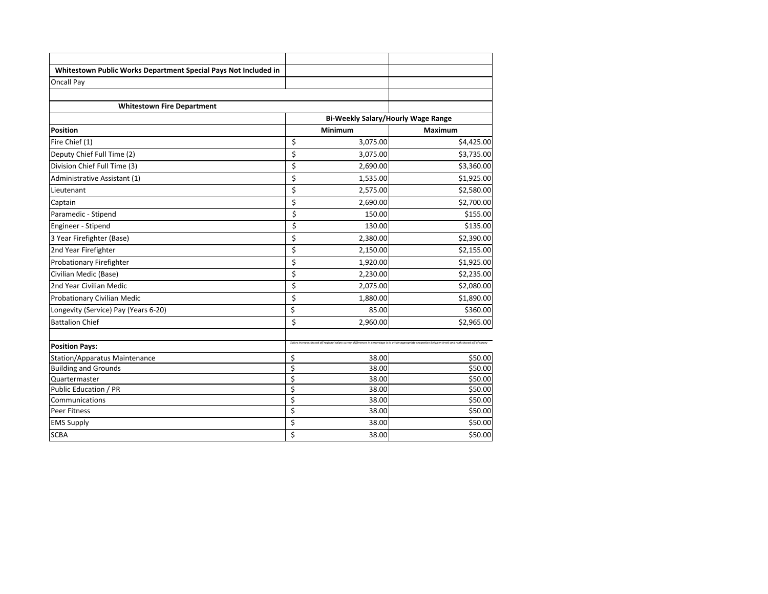| | | |
|---|---|---|
| **Whitestown Public Works Department Special Pays Not Included in** | | |
| Oncall Pay | | |
| | | |
| **Whitestown Fire Department** | | |
| | **Bi-Weekly Salary/Hourly Wage Range** | |
| **Position** | **Minimum** | **Maximum** |
| Fire Chief (1) | $ 3,075.00 | $4,425.00 |
| Deputy Chief Full Time (2) | $ 3,075.00 | $3,735.00 |
| Division Chief Full Time (3) | $ 2,690.00 | $3,360.00 |
| Administrative Assistant (1) | $ 1,535.00 | $1,925.00 |
| Lieutenant | $ 2,575.00 | $2,580.00 |
| Captain | $ 2,690.00 | $2,700.00 |
| Paramedic - Stipend | $ 150.00 | $155.00 |
| Engineer - Stipend | $ 130.00 | $135.00 |
| 3 Year Firefighter (Base) | $ 2,380.00 | $2,390.00 |
| 2nd Year Firefighter | $ 2,150.00 | $2,155.00 |
| Probationary Firefighter | $ 1,920.00 | $1,925.00 |
| Civilian Medic (Base) | $ 2,230.00 | $2,235.00 |
| 2nd Year Civilian Medic | $ 2,075.00 | $2,080.00 |
| Probationary Civilian Medic | $ 1,880.00 | $1,890.00 |
| Longevity (Service) Pay (Years 6-20) | $ 85.00 | $360.00 |
| Battalion Chief | $ 2,960.00 | $2,965.00 |
| | | |
| **Position Pays:** | *Salary increases based off regional salary survey; differences in percentage is to attain appropriate separation between levels and ranks based off of survey* | |
| Station/Apparatus Maintenance | $ 38.00 | $50.00 |
| Building and Grounds | $ 38.00 | $50.00 |
| Quartermaster | $ 38.00 | $50.00 |
| Public Education / PR | $ 38.00 | $50.00 |
| Communications | $ 38.00 | $50.00 |
| Peer Fitness | $ 38.00 | $50.00 |
| EMS Supply | $ 38.00 | $50.00 |
| SCBA | $ 38.00 | $50.00 |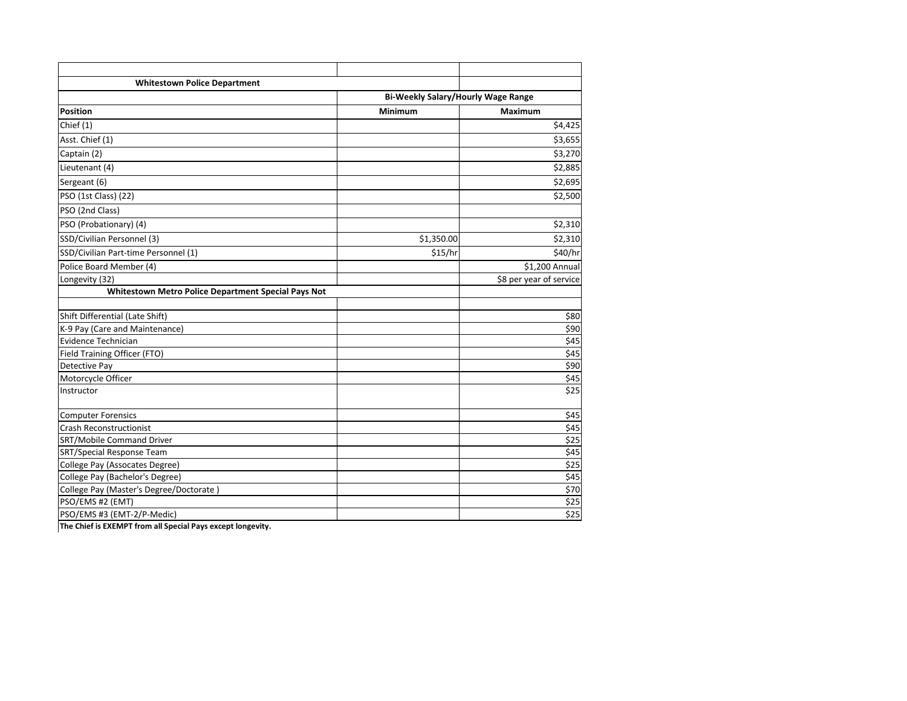| | | |
|---|---|---|
| **Whitestown Police Department** | | |
| | **Bi-Weekly Salary/Hourly Wage Range** | |
| **Position** | **Minimum** | **Maximum** |
| Chief (1) | | $4,425 |
| Asst. Chief (1) | | $3,655 |
| Captain (2) | | $3,270 |
| Lieutenant (4) | | $2,885 |
| Sergeant (6) | | $2,695 |
| PSO (1st Class) (22) | | $2,500 |
| PSO (2nd Class) | | |
| PSO (Probationary) (4) | | $2,310 |
| SSD/Civilian Personnel (3) | $1,350.00 | $2,310 |
| SSD/Civilian Part-time Personnel (1) | $15/hr | $40/hr |
| Police Board Member (4) | | $1,200 Annual |
| Longevity (32) | | $8 per year of service |
| **Whitestown Metro Police Department Special Pays Not** | | |
| | | |
| Shift Differential (Late Shift) | | $80 |
| K-9 Pay (Care and Maintenance) | | $90 |
| Evidence Technician | | $45 |
| Field Training Officer (FTO) | | $45 |
| Detective Pay | | $90 |
| Motorcycle Officer | | $45 |
| Instructor | | $25 |
| Computer Forensics | | $45 |
| Crash Reconstructionist | | $45 |
| SRT/Mobile Command Driver | | $25 |
| SRT/Special Response Team | | $45 |
| College Pay (Assocates Degree) | | $25 |
| College Pay (Bachelor's Degree) | | $45 |
| College Pay (Master's Degree/Doctorate ) | | $70 |
| PSO/EMS #2 (EMT) | | $25 |
| PSO/EMS #3 (EMT-2/P-Medic) | | $25 |

**The Chief is EXEMPT from all Special Pays except longevity.**